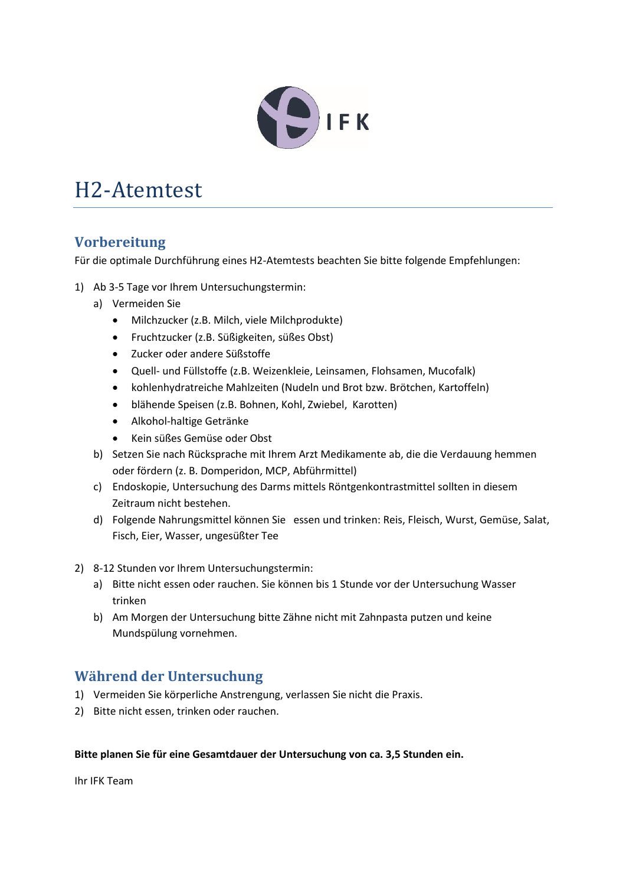IFK

# H2-Atemtest

## Vorbereitung

Für die optimale Durchführung eines H2-Atemtests beachten Sie bitte folgende Empfehlungen:

1) Ab 3-5 Tage vor Ihrem Untersuchungstermin:
   a) Vermeiden Sie
      - Milchzucker (z.B. Milch, viele Milchprodukte)
      - Fruchtzucker (z.B. Süßigkeiten, süßes Obst)
      - Zucker oder andere Süßstoffe
      - Quell- und Füllstoffe (z.B. Weizenkleie, Leinsamen, Flohsamen, Mucofalk)
      - kohlenhydratreiche Mahlzeiten (Nudeln und Brot bzw. Brötchen, Kartoffeln)
      - blähende Speisen (z.B. Bohnen, Kohl, Zwiebel, Karotten)
      - Alkohol-haltige Getränke
      - Kein süßes Gemüse oder Obst
   b) Setzen Sie nach Rücksprache mit Ihrem Arzt Medikamente ab, die die Verdauung hemmen oder fördern (z. B. Domperidon, MCP, Abführmittel)
   c) Endoskopie, Untersuchung des Darms mittels Röntgenkontrastmittel sollten in diesem Zeitraum nicht bestehen.
   d) Folgende Nahrungsmittel können Sie essen und trinken: Reis, Fleisch, Wurst, Gemüse, Salat, Fisch, Eier, Wasser, ungesüßter Tee

2) 8-12 Stunden vor Ihrem Untersuchungstermin:
   a) Bitte nicht essen oder rauchen. Sie können bis 1 Stunde vor der Untersuchung Wasser trinken
   b) Am Morgen der Untersuchung bitte Zähne nicht mit Zahnpasta putzen und keine Mundspülung vornehmen.

## Während der Untersuchung

1) Vermeiden Sie körperliche Anstrengung, verlassen Sie nicht die Praxis.
2) Bitte nicht essen, trinken oder rauchen.

**Bitte planen Sie für eine Gesamtdauer der Untersuchung von ca. 3,5 Stunden ein.**

Ihr IFK Team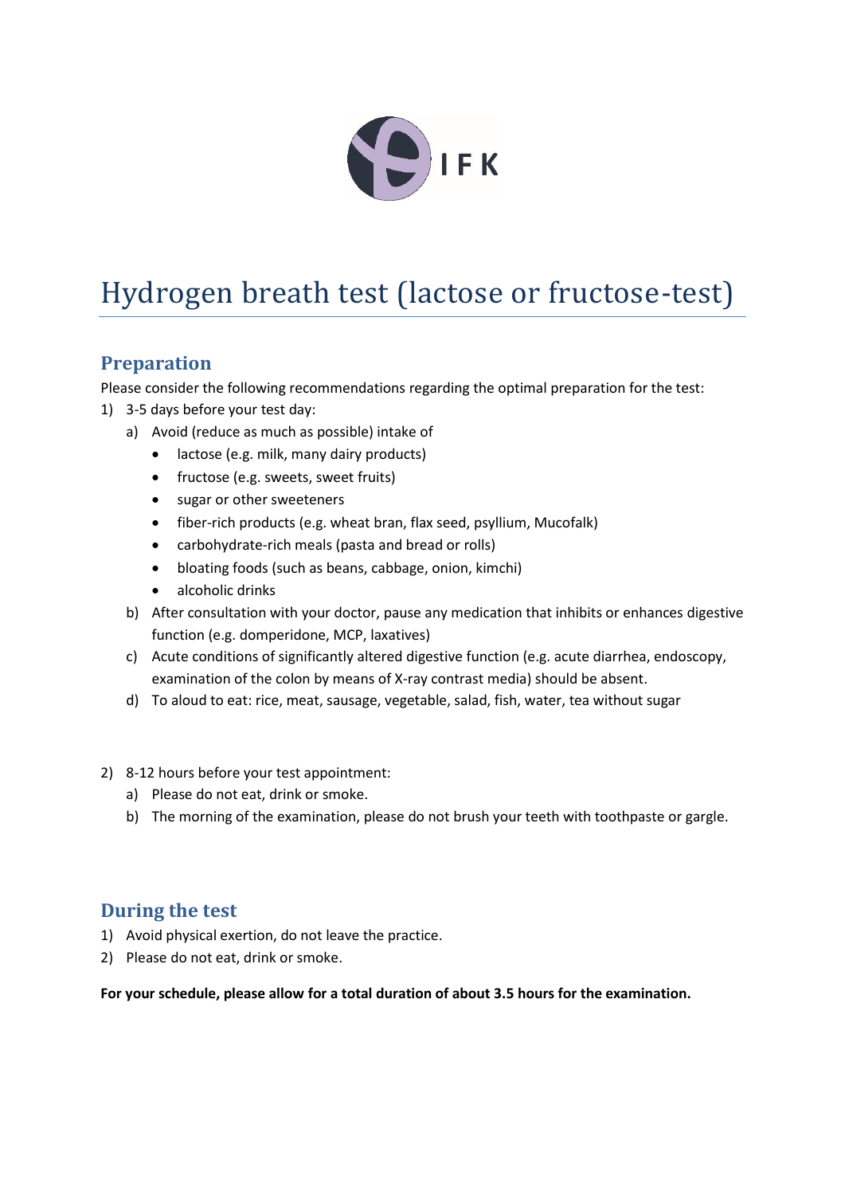IFK

# Hydrogen breath test (lactose or fructose-test)

## Preparation

Please consider the following recommendations regarding the optimal preparation for the test:

1) 3-5 days before your test day:
   a) Avoid (reduce as much as possible) intake of
      - lactose (e.g. milk, many dairy products)
      - fructose (e.g. sweets, sweet fruits)
      - sugar or other sweeteners
      - fiber-rich products (e.g. wheat bran, flax seed, psyllium, Mucofalk)
      - carbohydrate-rich meals (pasta and bread or rolls)
      - bloating foods (such as beans, cabbage, onion, kimchi)
      - alcoholic drinks
   b) After consultation with your doctor, pause any medication that inhibits or enhances digestive function (e.g. domperidone, MCP, laxatives)
   c) Acute conditions of significantly altered digestive function (e.g. acute diarrhea, endoscopy, examination of the colon by means of X-ray contrast media) should be absent.
   d) To aloud to eat: rice, meat, sausage, vegetable, salad, fish, water, tea without sugar

2) 8-12 hours before your test appointment:
   a) Please do not eat, drink or smoke.
   b) The morning of the examination, please do not brush your teeth with toothpaste or gargle.

## During the test

1) Avoid physical exertion, do not leave the practice.
2) Please do not eat, drink or smoke.

**For your schedule, please allow for a total duration of about 3.5 hours for the examination.**